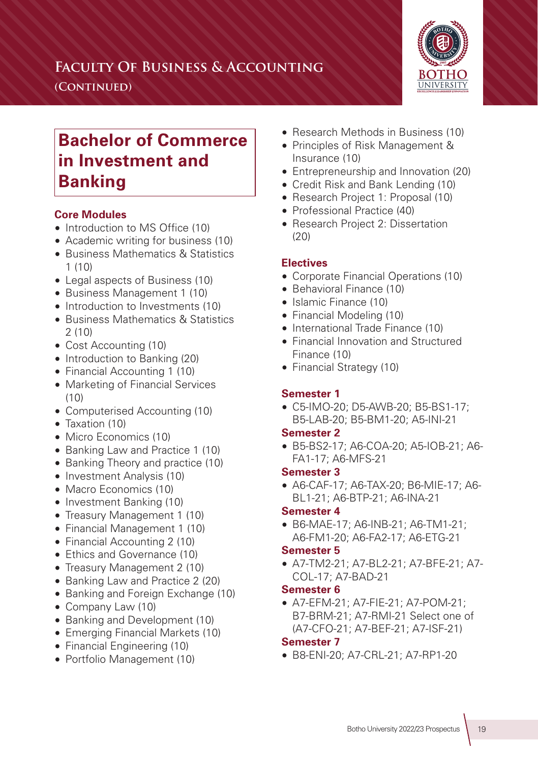# Faculty Of Business & Accounting (Continued)

## Bachelor of Commerce in Investment and Banking

### Core Modules

- Introduction to MS Office (10)
- Academic writing for business (10)
- Business Mathematics & Statistics 1 (10)
- Legal aspects of Business (10)
- Business Management 1 (10)
- Introduction to Investments (10)
- Business Mathematics & Statistics 2 (10)
- Cost Accounting (10)
- Introduction to Banking (20)
- Financial Accounting 1 (10)
- Marketing of Financial Services (10)
- Computerised Accounting (10)
- Taxation (10)
- Micro Economics (10)
- Banking Law and Practice 1 (10)
- Banking Theory and practice (10)
- Investment Analysis (10)
- Macro Economics (10)
- Investment Banking (10)
- Treasury Management 1 (10)
- Financial Management 1 (10)
- Financial Accounting 2 (10)
- Ethics and Governance (10)
- Treasury Management 2 (10)
- Banking Law and Practice 2 (20)
- Banking and Foreign Exchange (10)
- Company Law (10)
- Banking and Development (10)
- Emerging Financial Markets (10)
- Financial Engineering (10)
- Portfolio Management (10)
- Research Methods in Business (10)
- Principles of Risk Management & Insurance (10)
- Entrepreneurship and Innovation (20)
- Credit Risk and Bank Lending (10)
- Research Project 1: Proposal (10)
- Professional Practice (40)
- Research Project 2: Dissertation (20)

### Electives

- Corporate Financial Operations (10)
- Behavioral Finance (10)
- Islamic Finance (10)
- Financial Modeling (10)
- International Trade Finance (10)
- Financial Innovation and Structured Finance (10)
- Financial Strategy (10)

### Semester 1

- C5-IMO-20; D5-AWB-20; B5-BS1-17; B5-LAB-20; B5-BM1-20; A5-INI-21

### Semester 2

- B5-BS2-17; A6-COA-20; A5-IOB-21; A6-FA1-17; A6-MFS-21

### Semester 3

- A6-CAF-17; A6-TAX-20; B6-MIE-17; A6-BL1-21; A6-BTP-21; A6-INA-21

### Semester 4

- B6-MAE-17; A6-INB-21; A6-TM1-21; A6-FM1-20; A6-FA2-17; A6-ETG-21

### Semester 5

- A7-TM2-21; A7-BL2-21; A7-BFE-21; A7-COL-17; A7-BAD-21

### Semester 6

- A7-EFM-21; A7-FIE-21; A7-POM-21; B7-BRM-21; A7-RMI-21 Select one of (A7-CFO-21; A7-BEF-21; A7-ISF-21)

### Semester 7

- B8-ENI-20; A7-CRL-21; A7-RP1-20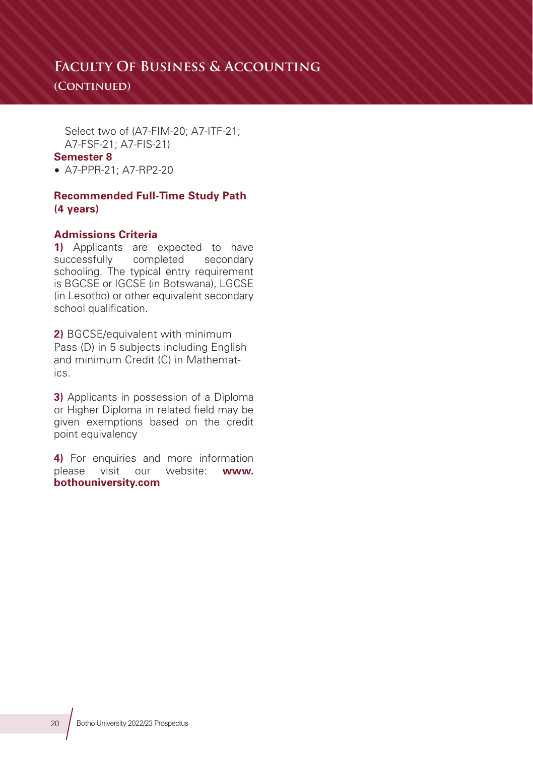## Faculty Of Business & Accounting
### (Continued)

Select two of (A7-FIM-20; A7-ITF-21; A7-FSF-21; A7-FIS-21)

**Semester 8**

- A7-PPR-21; A7-RP2-20

**Recommended Full-Time Study Path (4 years)**

**Admissions Criteria**

**1)** Applicants are expected to have successfully completed secondary schooling. The typical entry requirement is BGCSE or IGCSE (in Botswana), LGCSE (in Lesotho) or other equivalent secondary school qualification.

**2)** BGCSE/equivalent with minimum Pass (D) in 5 subjects including English and minimum Credit (C) in Mathematics.

**3)** Applicants in possession of a Diploma or Higher Diploma in related field may be given exemptions based on the credit point equivalency

**4)** For enquiries and more information please visit our website: **www.bothouniversity.com**